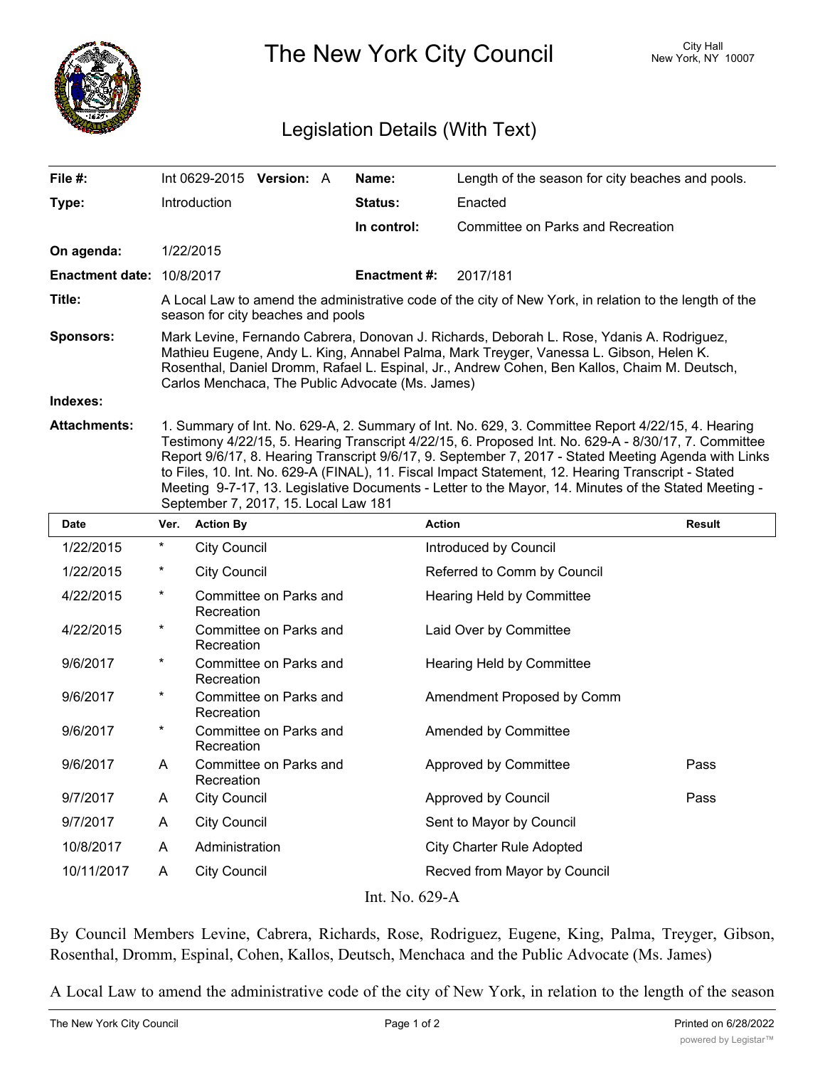# The New York City Council

City Hall
New York, NY 10007

## Legislation Details (With Text)

| | | | |
|---|---|---|---|
| **File #:** | Int 0629-2015 **Version:** A | **Name:** | Length of the season for city beaches and pools. |
| **Type:** | Introduction | **Status:** | Enacted |
| | | **In control:** | Committee on Parks and Recreation |
| **On agenda:** | 1/22/2015 | | |
| **Enactment date:** | 10/8/2017 | **Enactment #:** | 2017/181 |

**Title:** A Local Law to amend the administrative code of the city of New York, in relation to the length of the season for city beaches and pools

**Sponsors:** Mark Levine, Fernando Cabrera, Donovan J. Richards, Deborah L. Rose, Ydanis A. Rodriguez, Mathieu Eugene, Andy L. King, Annabel Palma, Mark Treyger, Vanessa L. Gibson, Helen K. Rosenthal, Daniel Dromm, Rafael L. Espinal, Jr., Andrew Cohen, Ben Kallos, Chaim M. Deutsch, Carlos Menchaca, The Public Advocate (Ms. James)

**Indexes:**

**Attachments:** 1. Summary of Int. No. 629-A, 2. Summary of Int. No. 629, 3. Committee Report 4/22/15, 4. Hearing Testimony 4/22/15, 5. Hearing Transcript 4/22/15, 6. Proposed Int. No. 629-A - 8/30/17, 7. Committee Report 9/6/17, 8. Hearing Transcript 9/6/17, 9. September 7, 2017 - Stated Meeting Agenda with Links to Files, 10. Int. No. 629-A (FINAL), 11. Fiscal Impact Statement, 12. Hearing Transcript - Stated Meeting 9-7-17, 13. Legislative Documents - Letter to the Mayor, 14. Minutes of the Stated Meeting - September 7, 2017, 15. Local Law 181

| Date | Ver. | Action By | Action | Result |
|---|---|---|---|---|
| 1/22/2015 | * | City Council | Introduced by Council | |
| 1/22/2015 | * | City Council | Referred to Comm by Council | |
| 4/22/2015 | * | Committee on Parks and Recreation | Hearing Held by Committee | |
| 4/22/2015 | * | Committee on Parks and Recreation | Laid Over by Committee | |
| 9/6/2017 | * | Committee on Parks and Recreation | Hearing Held by Committee | |
| 9/6/2017 | * | Committee on Parks and Recreation | Amendment Proposed by Comm | |
| 9/6/2017 | * | Committee on Parks and Recreation | Amended by Committee | |
| 9/6/2017 | A | Committee on Parks and Recreation | Approved by Committee | Pass |
| 9/7/2017 | A | City Council | Approved by Council | Pass |
| 9/7/2017 | A | City Council | Sent to Mayor by Council | |
| 10/8/2017 | A | Administration | City Charter Rule Adopted | |
| 10/11/2017 | A | City Council | Recved from Mayor by Council | |

Int. No. 629-A

By Council Members Levine, Cabrera, Richards, Rose, Rodriguez, Eugene, King, Palma, Treyger, Gibson, Rosenthal, Dromm, Espinal, Cohen, Kallos, Deutsch, Menchaca and the Public Advocate (Ms. James)

A Local Law to amend the administrative code of the city of New York, in relation to the length of the season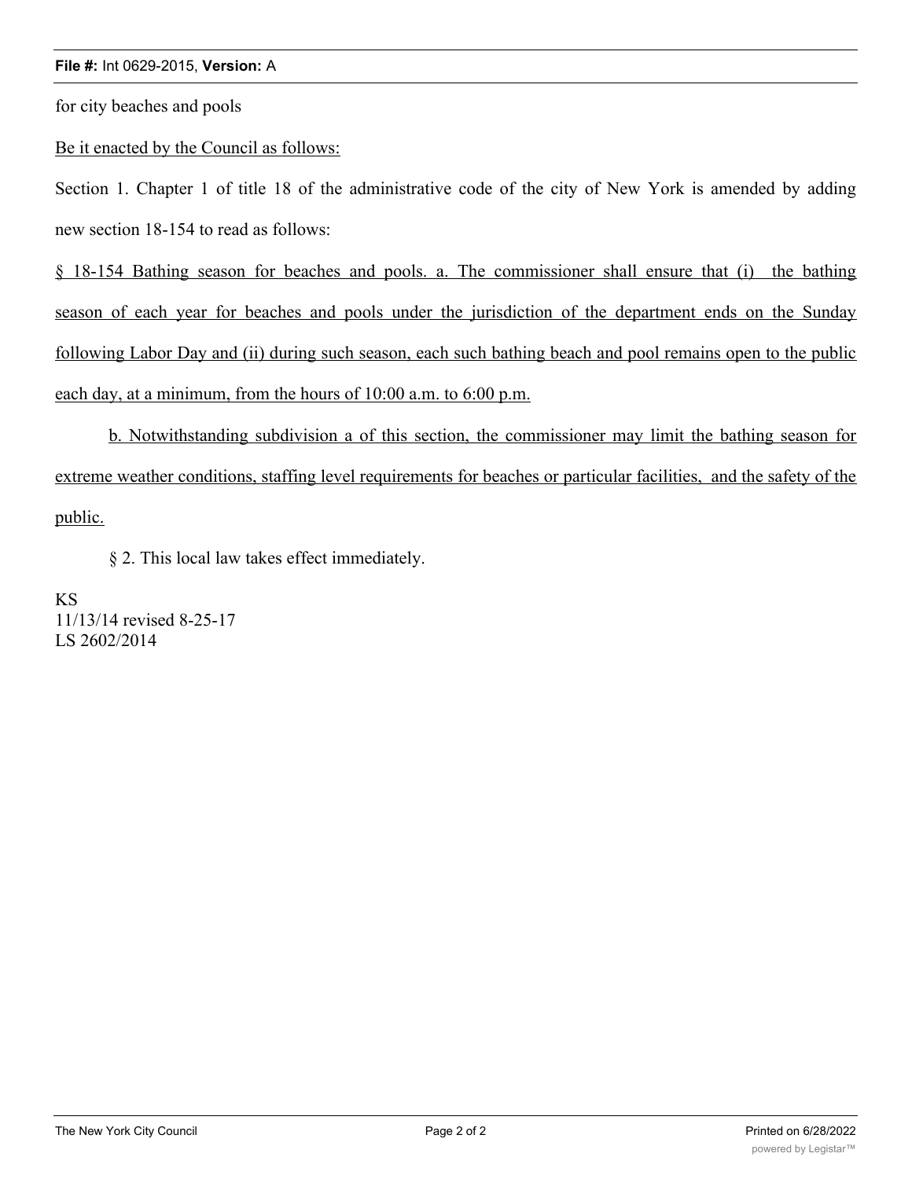for city beaches and pools

Be it enacted by the Council as follows:

Section 1. Chapter 1 of title 18 of the administrative code of the city of New York is amended by adding new section 18-154 to read as follows:

§ 18-154 Bathing season for beaches and pools. a. The commissioner shall ensure that (i) the bathing season of each year for beaches and pools under the jurisdiction of the department ends on the Sunday following Labor Day and (ii) during such season, each such bathing beach and pool remains open to the public each day, at a minimum, from the hours of 10:00 a.m. to 6:00 p.m.

b. Notwithstanding subdivision a of this section, the commissioner may limit the bathing season for extreme weather conditions, staffing level requirements for beaches or particular facilities, and the safety of the public.

§ 2. This local law takes effect immediately.

KS
11/13/14 revised 8-25-17
LS 2602/2014